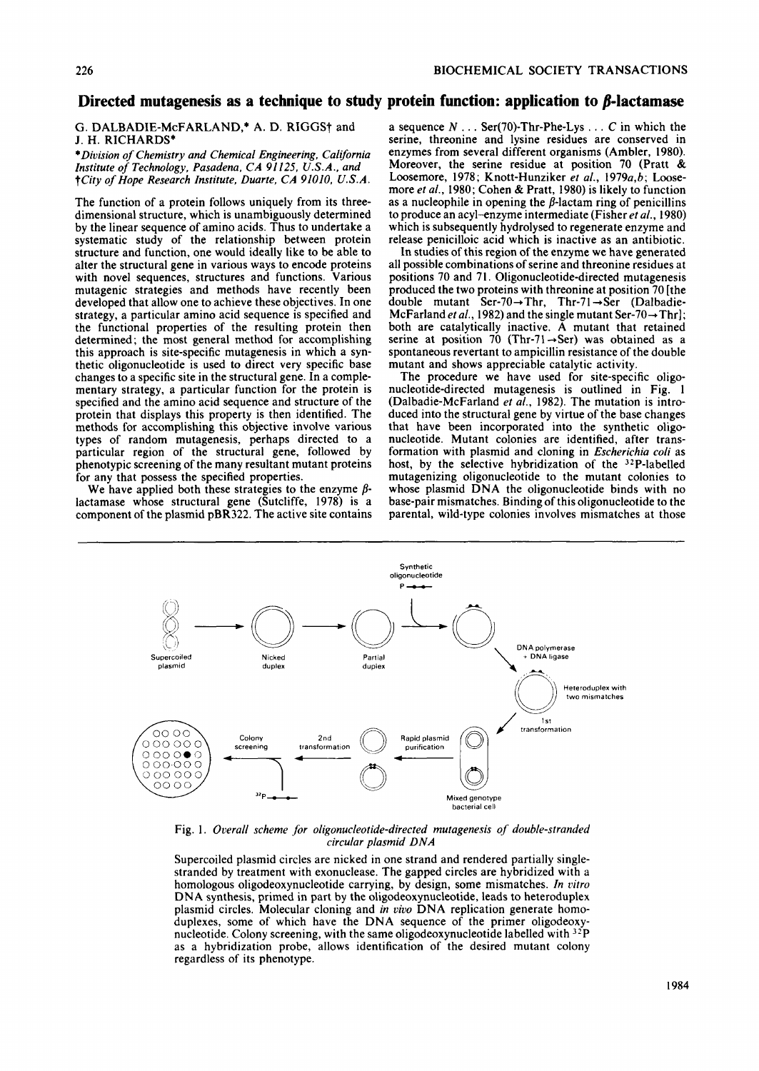# Directed mutagenesis as a technique to study protein function: application to β-lactamase

G. DALBADIE-McFARLAND,* A. D. RIGGS† and J. H. RICHARDS*

*Division of Chemistry and Chemical Engineering, California Institute of Technology, Pasadena, CA 91125, U.S.A., and †City of Hope Research Institute, Duarte, CA 91010, U.S.A.

The function of a protein follows uniquely from its three-dimensional structure, which is unambiguously determined by the linear sequence of amino acids. Thus to undertake a systematic study of the relationship between protein structure and function, one would ideally like to be able to alter the structural gene in various ways to encode proteins with novel sequences, structures and functions. Various mutagenic strategies and methods have recently been developed that allow one to achieve these objectives. In one strategy, a particular amino acid sequence is specified and the functional properties of the resulting protein then determined; the most general method for accomplishing this approach is site-specific mutagenesis in which a synthetic oligonucleotide is used to direct very specific base changes to a specific site in the structural gene. In a complementary strategy, a particular function for the protein is specified and the amino acid sequence and structure of the protein that displays this property is then identified. The methods for accomplishing this objective involve various types of random mutagenesis, perhaps directed to a particular region of the structural gene, followed by phenotypic screening of the many resultant mutant proteins for any that possess the specified properties.

We have applied both these strategies to the enzyme β-lactamase whose structural gene (Sutcliffe, 1978) is a component of the plasmid pBR322. The active site contains a sequence *N* ... Ser(70)-Thr-Phe-Lys ... *C* in which the serine, threonine and lysine residues are conserved in enzymes from several different organisms (Ambler, 1980). Moreover, the serine residue at position 70 (Pratt & Loosemore, 1978; Knott-Hunziker *et al.*, 1979*a*,*b*; Loosemore *et al.*, 1980; Cohen & Pratt, 1980) is likely to function as a nucleophile in opening the β-lactam ring of penicillins to produce an acyl–enzyme intermediate (Fisher *et al.*, 1980) which is subsequently hydrolysed to regenerate enzyme and release penicilloic acid which is inactive as an antibiotic.

In studies of this region of the enzyme we have generated all possible combinations of serine and threonine residues at positions 70 and 71. Oligonucleotide-directed mutagenesis produced the two proteins with threonine at position 70 [the double mutant Ser-70→Thr, Thr-71→Ser (Dalbadie-McFarland *et al.*, 1982) and the single mutant Ser-70→Thr]; both are catalytically inactive. A mutant that retained serine at position 70 (Thr-71→Ser) was obtained as a spontaneous revertant to ampicillin resistance of the double mutant and shows appreciable catalytic activity.

The procedure we have used for site-specific oligonucleotide-directed mutagenesis is outlined in Fig. 1 (Dalbadie-McFarland *et al.*, 1982). The mutation is introduced into the structural gene by virtue of the base changes that have been incorporated into the synthetic oligonucleotide. Mutant colonies are identified, after transformation with plasmid and cloning in *Escherichia coli* as host, by the selective hybridization of the $^{32}$P-labelled mutagenizing oligonucleotide to the mutant colonies to whose plasmid DNA the oligonucleotide binds with no base-pair mismatches. Binding of this oligonucleotide to the parental, wild-type colonies involves mismatches at those

Fig. 1. *Overall scheme for oligonucleotide-directed mutagenesis of double-stranded circular plasmid DNA*

Supercoiled plasmid circles are nicked in one strand and rendered partially single-stranded by treatment with exonuclease. The gapped circles are hybridized with a homologous oligodeoxynucleotide carrying, by design, some mismatches. *In vitro* DNA synthesis, primed in part by the oligodeoxynucleotide, leads to heteroduplex plasmid circles. Molecular cloning and *in vivo* DNA replication generate homoduplexes, some of which have the DNA sequence of the primer oligodeoxynucleotide. Colony screening, with the same oligodeoxynucleotide labelled with $^{32}$P as a hybridization probe, allows identification of the desired mutant colony regardless of its phenotype.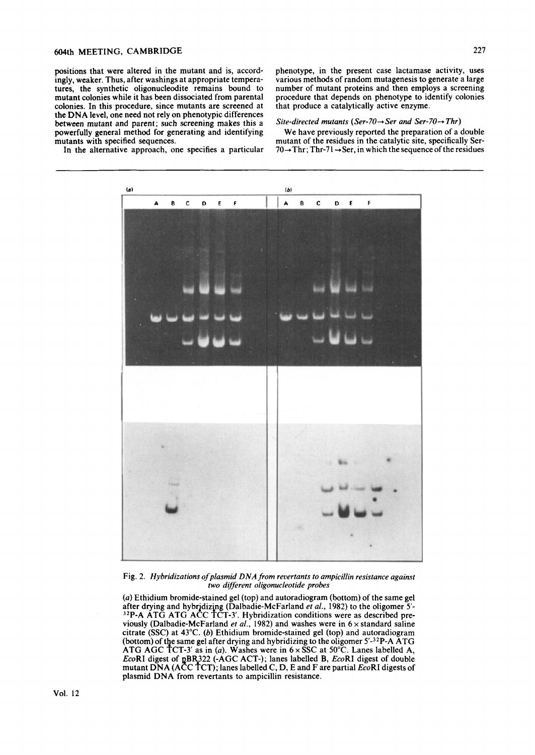positions that were altered in the mutant and is, accordingly, weaker. Thus, after washings at appropriate temperatures, the synthetic oligonucleodite remains bound to mutant colonies while it has been dissociated from parental colonies. In this procedure, since mutants are screened at the DNA level, one need not rely on phenotypic differences between mutant and parent; such screening makes this a powerfully general method for generating and identifying mutants with specified sequences.

In the alternative approach, one specifies a particular phenotype, in the present case lactamase activity, uses various methods of random mutagenesis to generate a large number of mutant proteins and then employs a screening procedure that depends on phenotype to identify colonies that produce a catalytically active enzyme.

*Site-directed mutants (Ser-70→Ser and Ser-70→Thr)*

We have previously reported the preparation of a double mutant of the residues in the catalytic site, specifically Ser-70→Thr; Thr-71→Ser, in which the sequence of the residues

Fig. 2. *Hybridizations of plasmid DNA from revertants to ampicillin resistance against two different oligonucleotide probes*

(*a*) Ethidium bromide-stained gel (top) and autoradiogram (bottom) of the same gel after drying and hybridizing (Dalbadie-McFarland *et al.*, 1982) to the oligomer 5′-$^{32}$P-A ATG ATG ACC TCT-3′. Hybridization conditions were as described previously (Dalbadie-McFarland *et al.*, 1982) and washes were in 6 × standard saline citrate (SSC) at 43°C. (*b*) Ethidium bromide-stained gel (top) and autoradiogram (bottom) of the same gel after drying and hybridizing to the oligomer 5′-$^{32}$P-A ATG ATG AGC TCT-3′ as in (*a*). Washes were in 6 × SSC at 50°C. Lanes labelled A, *Eco*RI digest of pBR322 (-AGC ACT-); lanes labelled B, *Eco*RI digest of double mutant DNA (ACC TCT); lanes labelled C, D, E and F are partial *Eco*RI digests of plasmid DNA from revertants to ampicillin resistance.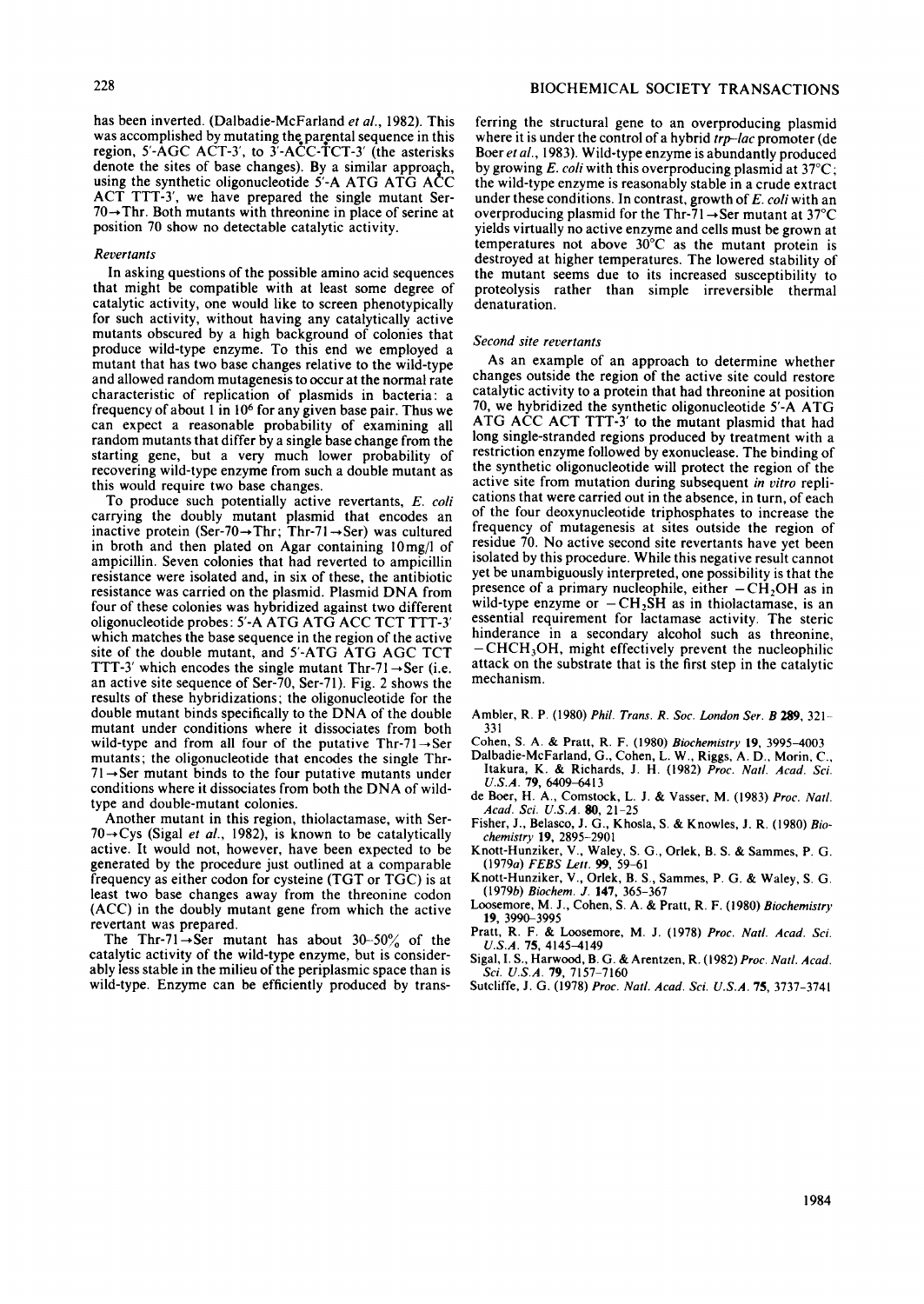has been inverted. (Dalbadie-McFarland *et al.*, 1982). This was accomplished by mutating the parental sequence in this region, 5′-AGC ACT-3′, to 3′-ACC-TCT-3′ (the asterisks denote the sites of base changes). By a similar approach, using the synthetic oligonucleotide 5′-A ATG ATG ACC ACT TTT-3′, we have prepared the single mutant Ser-70→Thr. Both mutants with threonine in place of serine at position 70 show no detectable catalytic activity.

### *Revertants*

In asking questions of the possible amino acid sequences that might be compatible with at least some degree of catalytic activity, one would like to screen phenotypically for such activity, without having any catalytically active mutants obscured by a high background of colonies that produce wild-type enzyme. To this end we employed a mutant that has two base changes relative to the wild-type and allowed random mutagenesis to occur at the normal rate characteristic of replication of plasmids in bacteria: a frequency of about 1 in $10^6$ for any given base pair. Thus we can expect a reasonable probability of examining all random mutants that differ by a single base change from the starting gene, but a very much lower probability of recovering wild-type enzyme from such a double mutant as this would require two base changes.

To produce such potentially active revertants, *E. coli* carrying the doubly mutant plasmid that encodes an inactive protein (Ser-70→Thr; Thr-71→Ser) was cultured in broth and then plated on Agar containing 10mg/l of ampicillin. Seven colonies that had reverted to ampicillin resistance were isolated and, in six of these, the antibiotic resistance was carried on the plasmid. Plasmid DNA from four of these colonies was hybridized against two different oligonucleotide probes: 5′-A ATG ATG ACC TCT TTT-3′ which matches the base sequence in the region of the active site of the double mutant, and 5′-ATG ATG AGC TCT TTT-3′ which encodes the single mutant Thr-71→Ser (i.e. an active site sequence of Ser-70, Ser-71). Fig. 2 shows the results of these hybridizations; the oligonucleotide for the double mutant binds specifically to the DNA of the double mutant under conditions where it dissociates from both wild-type and from all four of the putative Thr-71→Ser mutants; the oligonucleotide that encodes the single Thr-71→Ser mutant binds to the four putative mutants under conditions where it dissociates from both the DNA of wild-type and double-mutant colonies.

Another mutant in this region, thiolactamase, with Ser-70→Cys (Sigal *et al.*, 1982), is known to be catalytically active. It would not, however, have been expected to be generated by the procedure just outlined at a comparable frequency as either codon for cysteine (TGT or TGC) is at least two base changes away from the threonine codon (ACC) in the doubly mutant gene from which the active revertant was prepared.

The Thr-71→Ser mutant has about 30–50% of the catalytic activity of the wild-type enzyme, but is considerably less stable in the milieu of the periplasmic space than is wild-type. Enzyme can be efficiently produced by transferring the structural gene to an overproducing plasmid where it is under the control of a hybrid *trp–lac* promoter (de Boer *et al.*, 1983). Wild-type enzyme is abundantly produced by growing *E. coli* with this overproducing plasmid at 37°C; the wild-type enzyme is reasonably stable in a crude extract under these conditions. In contrast, growth of *E. coli* with an overproducing plasmid for the Thr-71→Ser mutant at 37°C yields virtually no active enzyme and cells must be grown at temperatures not above 30°C as the mutant protein is destroyed at higher temperatures. The lowered stability of the mutant seems due to its increased susceptibility to proteolysis rather than simple irreversible thermal denaturation.

### *Second site revertants*

As an example of an approach to determine whether changes outside the region of the active site could restore catalytic activity to a protein that had threonine at position 70, we hybridized the synthetic oligonucleotide 5′-A ATG ATG ACC ACT TTT-3′ to the mutant plasmid that had long single-stranded regions produced by treatment with a restriction enzyme followed by exonuclease. The binding of the synthetic oligonucleotide will protect the region of the active site from mutation during subsequent *in vitro* replications that were carried out in the absence, in turn, of each of the four deoxynucleotide triphosphates to increase the frequency of mutagenesis at sites outside the region of residue 70. No active second site revertants have yet been isolated by this procedure. While this negative result cannot yet be unambiguously interpreted, one possibility is that the presence of a primary nucleophile, either $-CH_2OH$ as in wild-type enzyme or $-CH_2SH$ as in thiolactamase, is an essential requirement for lactamase activity. The steric hinderance in a secondary alcohol such as threonine, $-CHCH_3OH$, might effectively prevent the nucleophilic attack on the substrate that is the first step in the catalytic mechanism.

Ambler, R. P. (1980) *Phil. Trans. R. Soc. London Ser. B* **289**, 321–331

Cohen, S. A. & Pratt, R. F. (1980) *Biochemistry* **19**, 3995–4003

Dalbadie-McFarland, G., Cohen, L. W., Riggs, A. D., Morin, C., Itakura, K. & Richards, J. H. (1982) *Proc. Natl. Acad. Sci. U.S.A.* **79**, 6409–6413

de Boer, H. A., Comstock, L. J. & Vasser, M. (1983) *Proc. Natl. Acad. Sci. U.S.A.* **80**, 21–25

Fisher, J., Belasco, J. G., Khosla, S. & Knowles, J. R. (1980) *Biochemistry* **19**, 2895–2901

Knott-Hunziker, V., Waley, S. G., Orlek, B. S. & Sammes, P. G. (1979*a*) *FEBS Lett.* **99**, 59–61

Knott-Hunziker, V., Orlek, B. S., Sammes, P. G. & Waley, S. G. (1979*b*) *Biochem. J.* **147**, 365–367

Loosemore, M. J., Cohen, S. A. & Pratt, R. F. (1980) *Biochemistry* **19**, 3990–3995

Pratt, R. F. & Loosemore, M. J. (1978) *Proc. Natl. Acad. Sci. U.S.A.* **75**, 4145–4149

Sigal, I. S., Harwood, B. G. & Arentzen, R. (1982) *Proc. Natl. Acad. Sci. U.S.A.* **79**, 7157–7160

Sutcliffe, J. G. (1978) *Proc. Natl. Acad. Sci. U.S.A.* **75**, 3737–3741